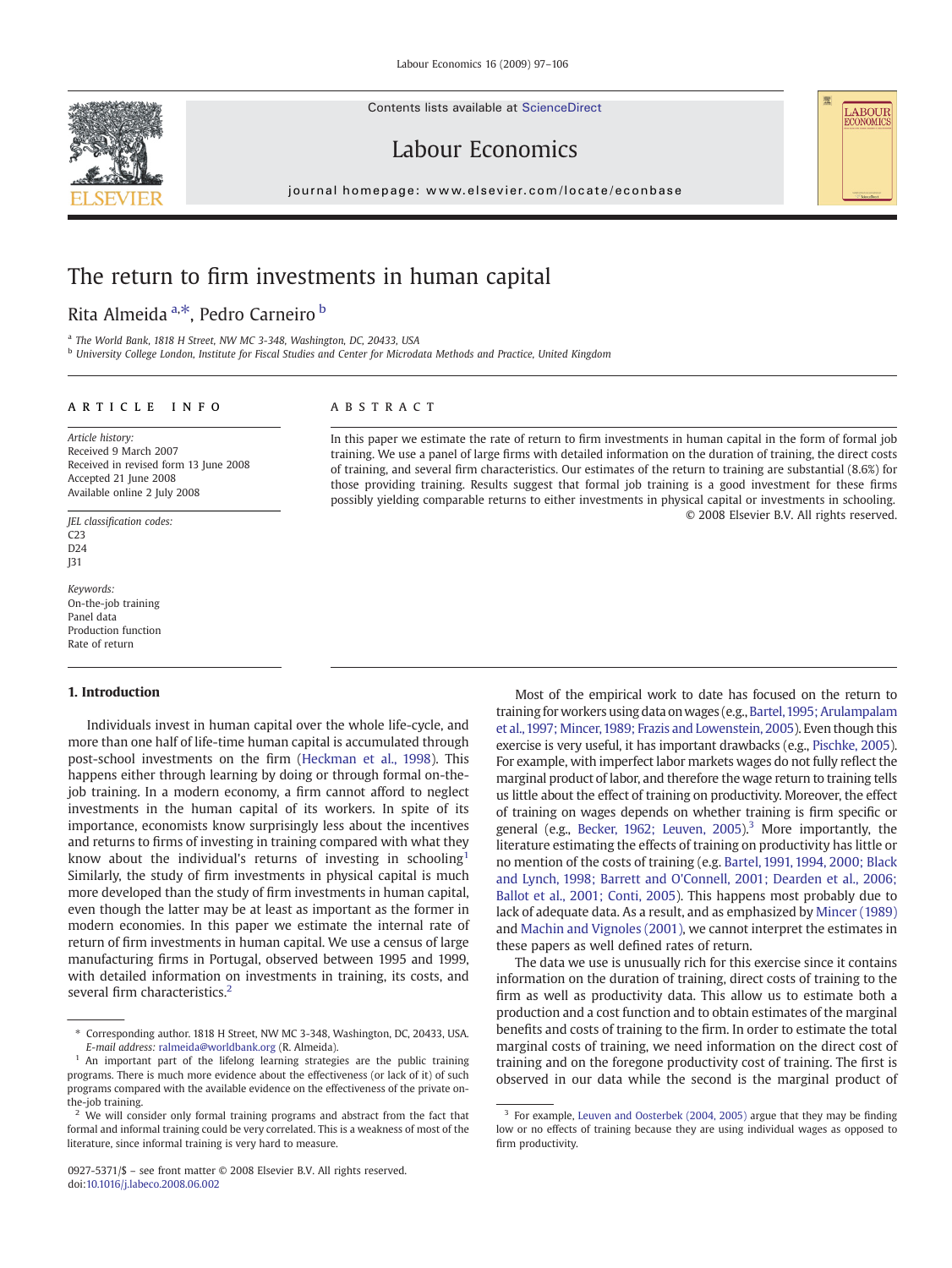# The return to firm investments in human capital

Rita Almeida [a,*], Pedro Carneiro [b]

[a] The World Bank, 1818 H Street, NW MC 3-348, Washington, DC, 20433, USA

[b] University College London, Institute for Fiscal Studies and Center for Microdata Methods and Practice, United Kingdom

## ARTICLE INFO

*Article history:*
Received 9 March 2007
Received in revised form 13 June 2008
Accepted 21 June 2008
Available online 2 July 2008

*JEL classification codes:*
C23
D24
J31

*Keywords:*
On-the-job training
Panel data
Production function
Rate of return

## ABSTRACT

In this paper we estimate the rate of return to firm investments in human capital in the form of formal job training. We use a panel of large firms with detailed information on the duration of training, the direct costs of training, and several firm characteristics. Our estimates of the return to training are substantial (8.6%) for those providing training. Results suggest that formal job training is a good investment for these firms possibly yielding comparable returns to either investments in physical capital or investments in schooling.

© 2008 Elsevier B.V. All rights reserved.

## 1. Introduction

Individuals invest in human capital over the whole life-cycle, and more than one half of life-time human capital is accumulated through post-school investments on the firm (Heckman et al., 1998). This happens either through learning by doing or through formal on-the-job training. In a modern economy, a firm cannot afford to neglect investments in the human capital of its workers. In spite of its importance, economists know surprisingly less about the incentives and returns to firms of investing in training compared with what they know about the individual's returns of investing in schooling[1] Similarly, the study of firm investments in physical capital is much more developed than the study of firm investments in human capital, even though the latter may be at least as important as the former in modern economies. In this paper we estimate the internal rate of return of firm investments in human capital. We use a census of large manufacturing firms in Portugal, observed between 1995 and 1999, with detailed information on investments in training, its costs, and several firm characteristics.[2]

Most of the empirical work to date has focused on the return to training for workers using data on wages (e.g., Bartel, 1995; Arulampalam et al., 1997; Mincer, 1989; Frazis and Lowenstein, 2005). Even though this exercise is very useful, it has important drawbacks (e.g., Pischke, 2005). For example, with imperfect labor markets wages do not fully reflect the marginal product of labor, and therefore the wage return to training tells us little about the effect of training on productivity. Moreover, the effect of training on wages depends on whether training is firm specific or general (e.g., Becker, 1962; Leuven, 2005).[3] More importantly, the literature estimating the effects of training on productivity has little or no mention of the costs of training (e.g. Bartel, 1991, 1994, 2000; Black and Lynch, 1998; Barrett and O'Connell, 2001; Dearden et al., 2006; Ballot et al., 2001; Conti, 2005). This happens most probably due to lack of adequate data. As a result, and as emphasized by Mincer (1989) and Machin and Vignoles (2001), we cannot interpret the estimates in these papers as well defined rates of return.

The data we use is unusually rich for this exercise since it contains information on the duration of training, direct costs of training to the firm as well as productivity data. This allow us to estimate both a production and a cost function and to obtain estimates of the marginal benefits and costs of training to the firm. In order to estimate the total marginal costs of training, we need information on the direct cost of training and on the foregone productivity cost of training. The first is observed in our data while the second is the marginal product of

---

\* Corresponding author. 1818 H Street, NW MC 3-348, Washington, DC, 20433, USA. *E-mail address:* ralmeida@worldbank.org (R. Almeida).

[1] An important part of the lifelong learning strategies are the public training programs. There is much more evidence about the effectiveness (or lack of it) of such programs compared with the available evidence on the effectiveness of the private on-the-job training.

[2] We will consider only formal training programs and abstract from the fact that formal and informal training could be very correlated. This is a weakness of most of the literature, since informal training is very hard to measure.

[3] For example, Leuven and Oosterbek (2004, 2005) argue that they may be finding low or no effects of training because they are using individual wages as opposed to firm productivity.

0927-5371/$ – see front matter © 2008 Elsevier B.V. All rights reserved.
doi:10.1016/j.labeco.2008.06.002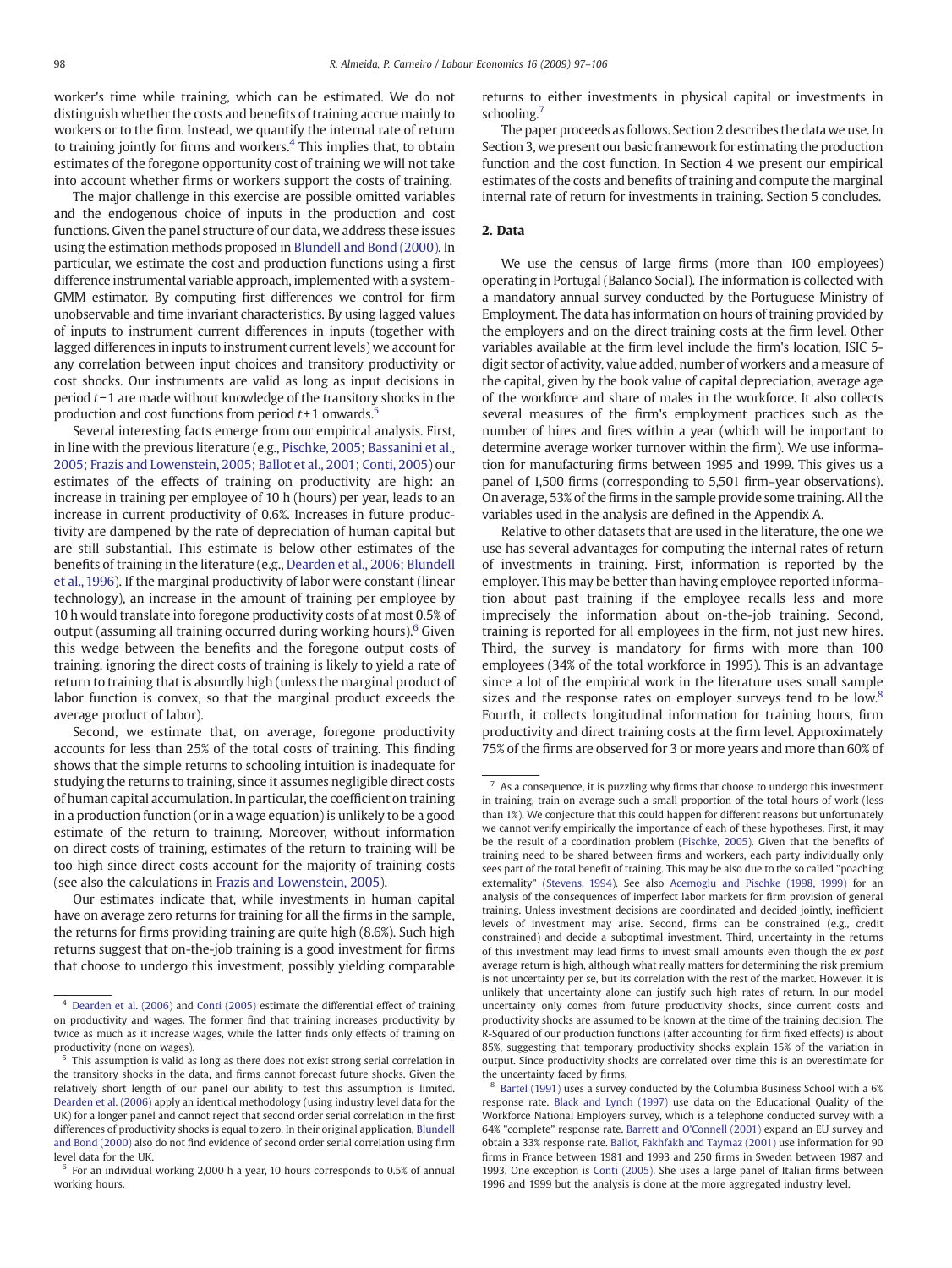worker's time while training, which can be estimated. We do not distinguish whether the costs and benefits of training accrue mainly to workers or to the firm. Instead, we quantify the internal rate of return to training jointly for firms and workers.[4] This implies that, to obtain estimates of the foregone opportunity cost of training we will not take into account whether firms or workers support the costs of training.

The major challenge in this exercise are possible omitted variables and the endogenous choice of inputs in the production and cost functions. Given the panel structure of our data, we address these issues using the estimation methods proposed in Blundell and Bond (2000). In particular, we estimate the cost and production functions using a first difference instrumental variable approach, implemented with a system-GMM estimator. By computing first differences we control for firm unobservable and time invariant characteristics. By using lagged values of inputs to instrument current differences in inputs (together with lagged differences in inputs to instrument current levels) we account for any correlation between input choices and transitory productivity or cost shocks. Our instruments are valid as long as input decisions in period $t-1$ are made without knowledge of the transitory shocks in the production and cost functions from period $t+1$ onwards.[5]

Several interesting facts emerge from our empirical analysis. First, in line with the previous literature (e.g., Pischke, 2005; Bassanini et al., 2005; Frazis and Lowenstein, 2005; Ballot et al., 2001; Conti, 2005) our estimates of the effects of training on productivity are high: an increase in training per employee of 10 h (hours) per year, leads to an increase in current productivity of 0.6%. Increases in future productivity are dampened by the rate of depreciation of human capital but are still substantial. This estimate is below other estimates of the benefits of training in the literature (e.g., Dearden et al., 2006; Blundell et al., 1996). If the marginal productivity of labor were constant (linear technology), an increase in the amount of training per employee by 10 h would translate into foregone productivity costs of at most 0.5% of output (assuming all training occurred during working hours).[6] Given this wedge between the benefits and the foregone output costs of training, ignoring the direct costs of training is likely to yield a rate of return to training that is absurdly high (unless the marginal product of labor function is convex, so that the marginal product exceeds the average product of labor).

Second, we estimate that, on average, foregone productivity accounts for less than 25% of the total costs of training. This finding shows that the simple returns to schooling intuition is inadequate for studying the returns to training, since it assumes negligible direct costs of human capital accumulation. In particular, the coefficient on training in a production function (or in a wage equation) is unlikely to be a good estimate of the return to training. Moreover, without information on direct costs of training, estimates of the return to training will be too high since direct costs account for the majority of training costs (see also the calculations in Frazis and Lowenstein, 2005).

Our estimates indicate that, while investments in human capital have on average zero returns for training for all the firms in the sample, the returns for firms providing training are quite high (8.6%). Such high returns suggest that on-the-job training is a good investment for firms that choose to undergo this investment, possibly yielding comparable returns to either investments in physical capital or investments in schooling.[7]

The paper proceeds as follows. Section 2 describes the data we use. In Section 3, we present our basic framework for estimating the production function and the cost function. In Section 4 we present our empirical estimates of the costs and benefits of training and compute the marginal internal rate of return for investments in training. Section 5 concludes.

## 2. Data

We use the census of large firms (more than 100 employees) operating in Portugal (Balanco Social). The information is collected with a mandatory annual survey conducted by the Portuguese Ministry of Employment. The data has information on hours of training provided by the employers and on the direct training costs at the firm level. Other variables available at the firm level include the firm's location, ISIC 5-digit sector of activity, value added, number of workers and a measure of the capital, given by the book value of capital depreciation, average age of the workforce and share of males in the workforce. It also collects several measures of the firm's employment practices such as the number of hires and fires within a year (which will be important to determine average worker turnover within the firm). We use information for manufacturing firms between 1995 and 1999. This gives us a panel of 1,500 firms (corresponding to 5,501 firm–year observations). On average, 53% of the firms in the sample provide some training. All the variables used in the analysis are defined in the Appendix A.

Relative to other datasets that are used in the literature, the one we use has several advantages for computing the internal rates of return of investments in training. First, information is reported by the employer. This may be better than having employee reported information about past training if the employee recalls less and more imprecisely the information about on-the-job training. Second, training is reported for all employees in the firm, not just new hires. Third, the survey is mandatory for firms with more than 100 employees (34% of the total workforce in 1995). This is an advantage since a lot of the empirical work in the literature uses small sample sizes and the response rates on employer surveys tend to be low.[8] Fourth, it collects longitudinal information for training hours, firm productivity and direct training costs at the firm level. Approximately 75% of the firms are observed for 3 or more years and more than 60% of

---

[4] Dearden et al. (2006) and Conti (2005) estimate the differential effect of training on productivity and wages. The former find that training increases productivity by twice as much as it increase wages, while the latter finds only effects of training on productivity (none on wages).

[5] This assumption is valid as long as there does not exist strong serial correlation in the transitory shocks in the data, and firms cannot forecast future shocks. Given the relatively short length of our panel our ability to test this assumption is limited. Dearden et al. (2006) apply an identical methodology (using industry level data for the UK) for a longer panel and cannot reject that second order serial correlation in the first differences of productivity shocks is equal to zero. In their original application, Blundell and Bond (2000) also do not find evidence of second order serial correlation using firm level data for the UK.

[6] For an individual working 2,000 h a year, 10 hours corresponds to 0.5% of annual working hours.

[7] As a consequence, it is puzzling why firms that choose to undergo this investment in training, train on average such a small proportion of the total hours of work (less than 1%). We conjecture that this could happen for different reasons but unfortunately we cannot verify empirically the importance of each of these hypotheses. First, it may be the result of a coordination problem (Pischke, 2005). Given that the benefits of training need to be shared between firms and workers, each party individually only sees part of the total benefit of training. This may be also due to the so called "poaching externality" (Stevens, 1994). See also Acemoglu and Pischke (1998, 1999) for an analysis of the consequences of imperfect labor markets for firm provision of general training. Unless investment decisions are coordinated and decided jointly, inefficient levels of investment may arise. Second, firms can be constrained (e.g., credit constrained) and decide a suboptimal investment. Third, uncertainty in the returns of this investment may lead firms to invest small amounts even though the *ex post* average return is high, although what really matters for determining the risk premium is not uncertainty per se, but its correlation with the rest of the market. However, it is unlikely that uncertainty alone can justify such high rates of return. In our model uncertainty only comes from future productivity shocks, since current costs and productivity shocks are assumed to be known at the time of the training decision. The R-Squared of our production functions (after accounting for firm fixed effects) is about 85%, suggesting that temporary productivity shocks explain 15% of the variation in output. Since productivity shocks are correlated over time this is an overestimate for the uncertainty faced by firms.

[8] Bartel (1991) uses a survey conducted by the Columbia Business School with a 6% response rate. Black and Lynch (1997) use data on the Educational Quality of the Workforce National Employers survey, which is a telephone conducted survey with a 64% "complete" response rate. Barrett and O'Connell (2001) expand an EU survey and obtain a 33% response rate. Ballot, Fakhfakh and Taymaz (2001) use information for 90 firms in France between 1981 and 1993 and 250 firms in Sweden between 1987 and 1993. One exception is Conti (2005). She uses a large panel of Italian firms between 1996 and 1999 but the analysis is done at the more aggregated industry level.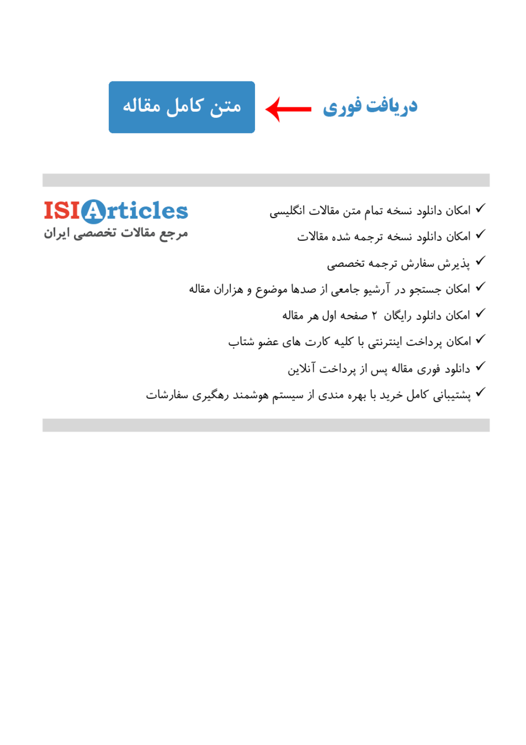دریافت فوری ← **متن کامل مقاله**

**ISIArticles**
مرجع مقالات تخصصی ایران

- ✓ امکان دانلود نسخه تمام متن مقالات انگلیسی
- ✓ امکان دانلود نسخه ترجمه شده مقالات
- ✓ پذیرش سفارش ترجمه تخصصی
- ✓ امکان جستجو در آرشیو جامعی از صدها موضوع و هزاران مقاله
- ✓ امکان دانلود رایگان ۲ صفحه اول هر مقاله
- ✓ امکان پرداخت اینترنتی با کلیه کارت های عضو شتاب
- ✓ دانلود فوری مقاله پس از پرداخت آنلاین
- ✓ پشتیبانی کامل خرید با بهره مندی از سیستم هوشمند رهگیری سفارشات